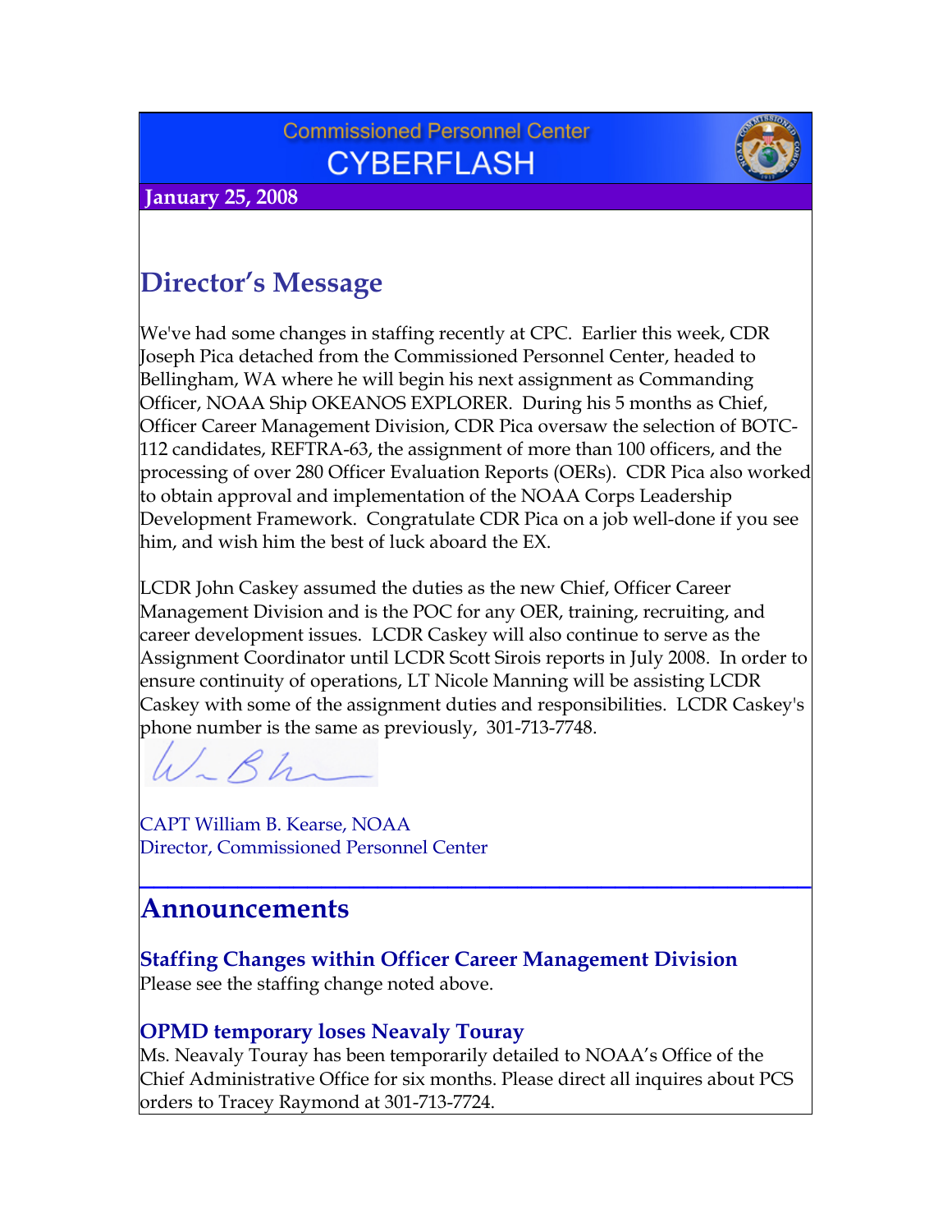Commissioned Personnel Center

# CYBERFLASH

**January 25, 2008**

## Director's Message

We've had some changes in staffing recently at CPC. Earlier this week, CDR Joseph Pica detached from the Commissioned Personnel Center, headed to Bellingham, WA where he will begin his next assignment as Commanding Officer, NOAA Ship OKEANOS EXPLORER. During his 5 months as Chief, Officer Career Management Division, CDR Pica oversaw the selection of BOTC-112 candidates, REFTRA-63, the assignment of more than 100 officers, and the processing of over 280 Officer Evaluation Reports (OERs). CDR Pica also worked to obtain approval and implementation of the NOAA Corps Leadership Development Framework. Congratulate CDR Pica on a job well-done if you see him, and wish him the best of luck aboard the EX.

LCDR John Caskey assumed the duties as the new Chief, Officer Career Management Division and is the POC for any OER, training, recruiting, and career development issues. LCDR Caskey will also continue to serve as the Assignment Coordinator until LCDR Scott Sirois reports in July 2008. In order to ensure continuity of operations, LT Nicole Manning will be assisting LCDR Caskey with some of the assignment duties and responsibilities. LCDR Caskey's phone number is the same as previously, 301-713-7748.

CAPT William B. Kearse, NOAA
Director, Commissioned Personnel Center

---

## Announcements

### Staffing Changes within Officer Career Management Division

Please see the staffing change noted above.

### OPMD temporary loses Neavaly Touray

Ms. Neavaly Touray has been temporarily detailed to NOAA's Office of the Chief Administrative Office for six months. Please direct all inquires about PCS orders to Tracey Raymond at 301-713-7724.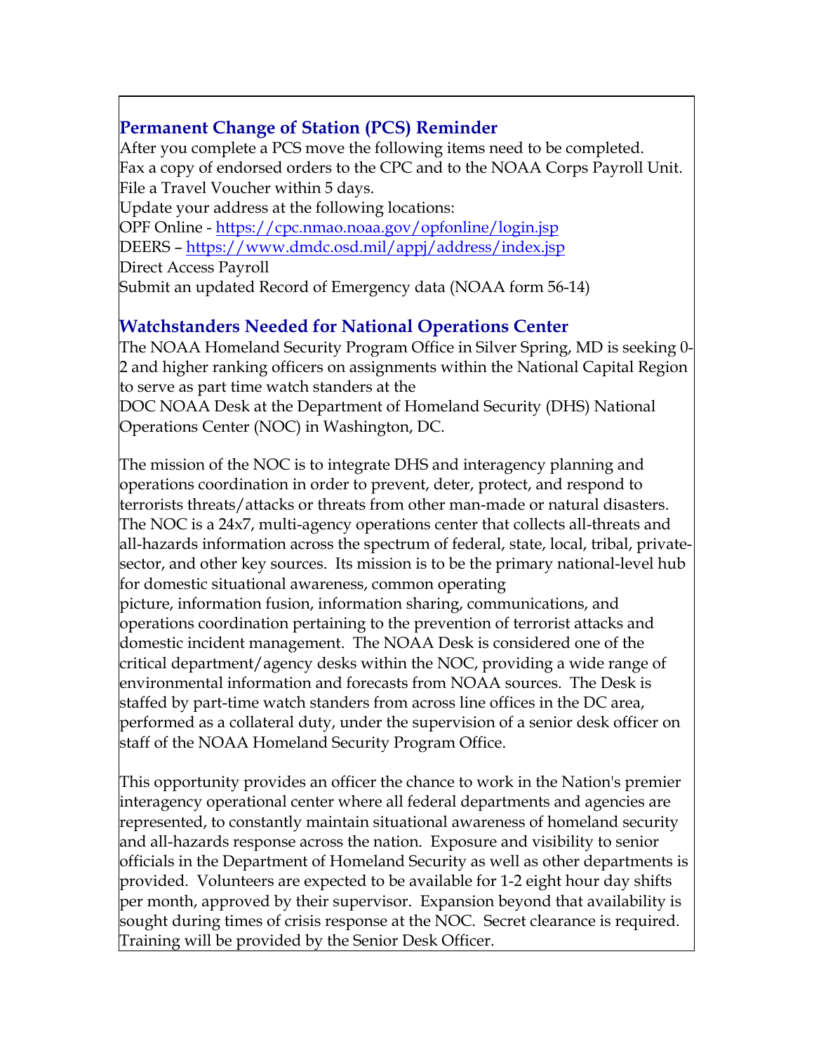## Permanent Change of Station (PCS) Reminder

After you complete a PCS move the following items need to be completed.
Fax a copy of endorsed orders to the CPC and to the NOAA Corps Payroll Unit.
File a Travel Voucher within 5 days.
Update your address at the following locations:
OPF Online - https://cpc.nmao.noaa.gov/opfonline/login.jsp
DEERS – https://www.dmdc.osd.mil/appj/address/index.jsp
Direct Access Payroll
Submit an updated Record of Emergency data (NOAA form 56-14)

## Watchstanders Needed for National Operations Center

The NOAA Homeland Security Program Office in Silver Spring, MD is seeking 0-2 and higher ranking officers on assignments within the National Capital Region to serve as part time watch standers at the DOC NOAA Desk at the Department of Homeland Security (DHS) National Operations Center (NOC) in Washington, DC.

The mission of the NOC is to integrate DHS and interagency planning and operations coordination in order to prevent, deter, protect, and respond to terrorists threats/attacks or threats from other man-made or natural disasters. The NOC is a 24x7, multi-agency operations center that collects all-threats and all-hazards information across the spectrum of federal, state, local, tribal, private-sector, and other key sources. Its mission is to be the primary national-level hub for domestic situational awareness, common operating picture, information fusion, information sharing, communications, and operations coordination pertaining to the prevention of terrorist attacks and domestic incident management. The NOAA Desk is considered one of the critical department/agency desks within the NOC, providing a wide range of environmental information and forecasts from NOAA sources. The Desk is staffed by part-time watch standers from across line offices in the DC area, performed as a collateral duty, under the supervision of a senior desk officer on staff of the NOAA Homeland Security Program Office.

This opportunity provides an officer the chance to work in the Nation's premier interagency operational center where all federal departments and agencies are represented, to constantly maintain situational awareness of homeland security and all-hazards response across the nation. Exposure and visibility to senior officials in the Department of Homeland Security as well as other departments is provided. Volunteers are expected to be available for 1-2 eight hour day shifts per month, approved by their supervisor. Expansion beyond that availability is sought during times of crisis response at the NOC. Secret clearance is required. Training will be provided by the Senior Desk Officer.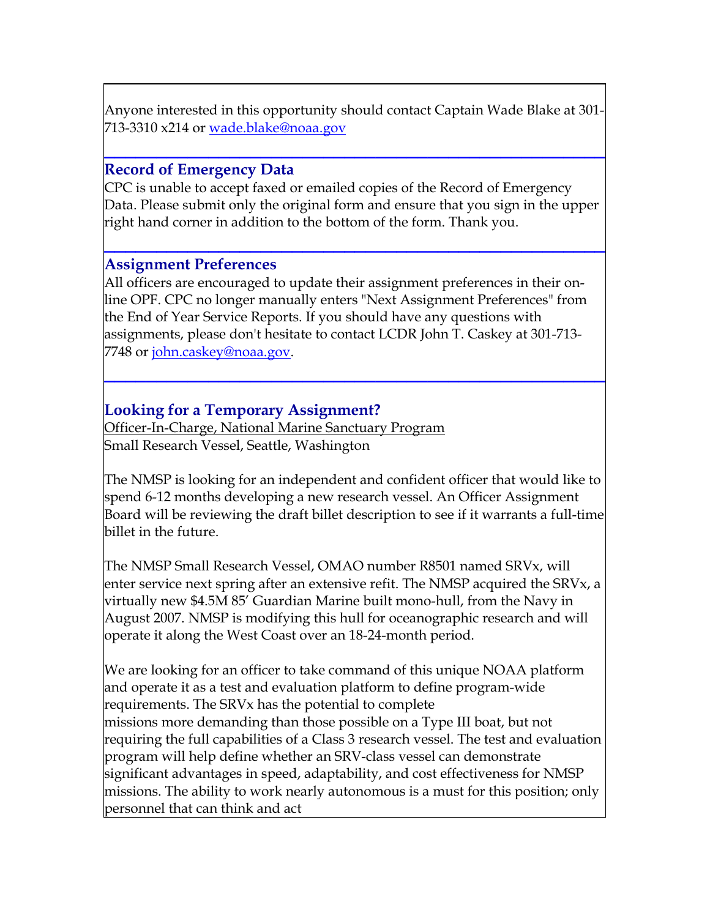Anyone interested in this opportunity should contact Captain Wade Blake at 301-713-3310 x214 or wade.blake@noaa.gov

---

## Record of Emergency Data

CPC is unable to accept faxed or emailed copies of the Record of Emergency Data. Please submit only the original form and ensure that you sign in the upper right hand corner in addition to the bottom of the form. Thank you.

---

## Assignment Preferences

All officers are encouraged to update their assignment preferences in their on-line OPF. CPC no longer manually enters "Next Assignment Preferences" from the End of Year Service Reports. If you should have any questions with assignments, please don't hesitate to contact LCDR John T. Caskey at 301-713-7748 or john.caskey@noaa.gov.

---

## Looking for a Temporary Assignment?

Officer-In-Charge, National Marine Sanctuary Program
Small Research Vessel, Seattle, Washington

The NMSP is looking for an independent and confident officer that would like to spend 6-12 months developing a new research vessel. An Officer Assignment Board will be reviewing the draft billet description to see if it warrants a full-time billet in the future.

The NMSP Small Research Vessel, OMAO number R8501 named SRVx, will enter service next spring after an extensive refit. The NMSP acquired the SRVx, a virtually new $4.5M 85’ Guardian Marine built mono-hull, from the Navy in August 2007. NMSP is modifying this hull for oceanographic research and will operate it along the West Coast over an 18-24-month period.

We are looking for an officer to take command of this unique NOAA platform and operate it as a test and evaluation platform to define program-wide requirements. The SRVx has the potential to complete missions more demanding than those possible on a Type III boat, but not requiring the full capabilities of a Class 3 research vessel. The test and evaluation program will help define whether an SRV-class vessel can demonstrate significant advantages in speed, adaptability, and cost effectiveness for NMSP missions. The ability to work nearly autonomous is a must for this position; only personnel that can think and act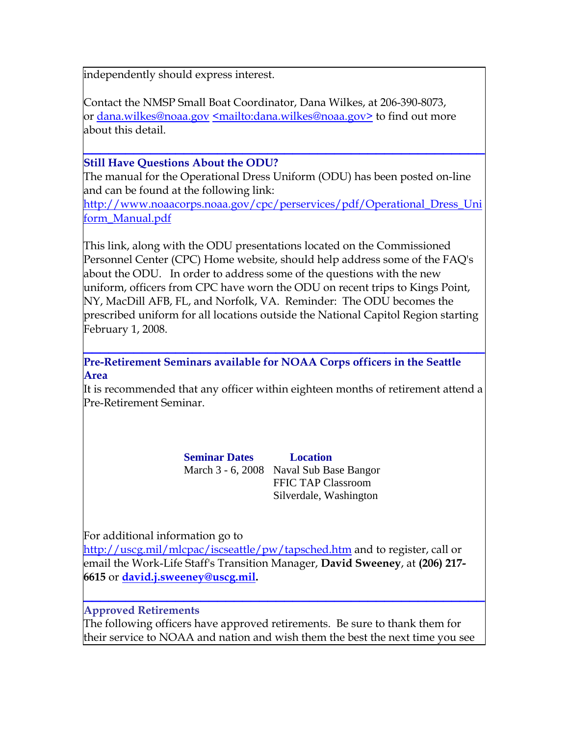independently should express interest.

Contact the NMSP Small Boat Coordinator, Dana Wilkes, at 206-390-8073, or dana.wilkes@noaa.gov <mailto:dana.wilkes@noaa.gov> to find out more about this detail.

---

### Still Have Questions About the ODU?

The manual for the Operational Dress Uniform (ODU) has been posted on-line and can be found at the following link:
http://www.noaacorps.noaa.gov/cpc/perservices/pdf/Operational_Dress_Uniform_Manual.pdf

This link, along with the ODU presentations located on the Commissioned Personnel Center (CPC) Home website, should help address some of the FAQ's about the ODU. In order to address some of the questions with the new uniform, officers from CPC have worn the ODU on recent trips to Kings Point, NY, MacDill AFB, FL, and Norfolk, VA. Reminder: The ODU becomes the prescribed uniform for all locations outside the National Capitol Region starting February 1, 2008.

---

### Pre-Retirement Seminars available for NOAA Corps officers in the Seattle Area

It is recommended that any officer within eighteen months of retirement attend a Pre-Retirement Seminar.

| Seminar Dates | Location |
| --- | --- |
| March 3 - 6, 2008 | Naval Sub Base Bangor<br>FFIC TAP Classroom<br>Silverdale, Washington |

For additional information go to http://uscg.mil/mlcpac/iscseattle/pw/tapsched.htm and to register, call or email the Work-Life Staff's Transition Manager, **David Sweeney**, at **(206) 217-6615** or **david.j.sweeney@uscg.mil.**

---

### Approved Retirements

The following officers have approved retirements. Be sure to thank them for their service to NOAA and nation and wish them the best the next time you see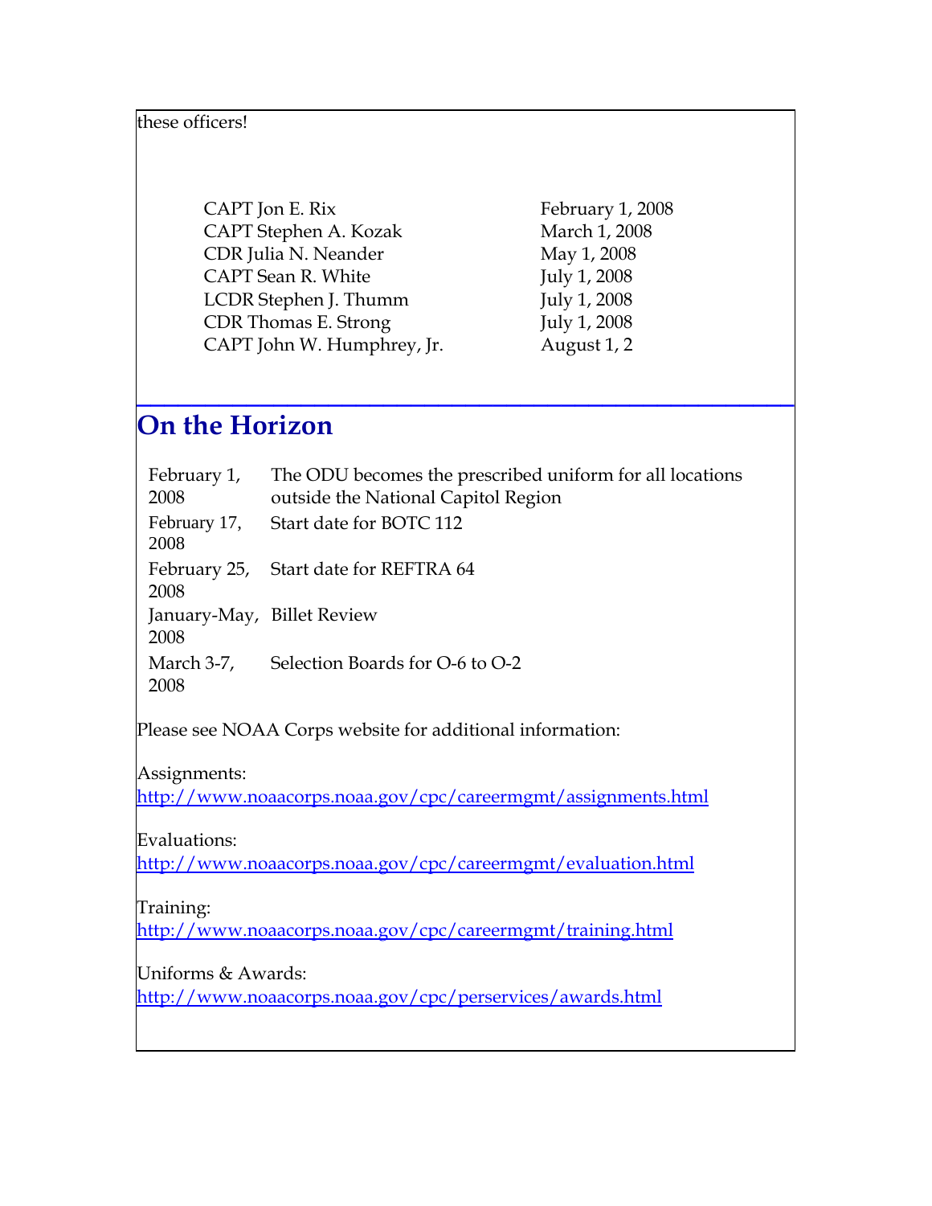these officers!

| | |
|---|---|
| CAPT Jon E. Rix | February 1, 2008 |
| CAPT Stephen A. Kozak | March 1, 2008 |
| CDR Julia N. Neander | May 1, 2008 |
| CAPT Sean R. White | July 1, 2008 |
| LCDR Stephen J. Thumm | July 1, 2008 |
| CDR Thomas E. Strong | July 1, 2008 |
| CAPT John W. Humphrey, Jr. | August 1, 2 |

## On the Horizon

| | |
|---|---|
| February 1, 2008 | The ODU becomes the prescribed uniform for all locations outside the National Capitol Region |
| February 17, 2008 | Start date for BOTC 112 |
| February 25, 2008 | Start date for REFTRA 64 |
| January-May, 2008 | Billet Review |
| March 3-7, 2008 | Selection Boards for O-6 to O-2 |

Please see NOAA Corps website for additional information:

Assignments:
http://www.noaacorps.noaa.gov/cpc/careermgmt/assignments.html

Evaluations:
http://www.noaacorps.noaa.gov/cpc/careermgmt/evaluation.html

Training:
http://www.noaacorps.noaa.gov/cpc/careermgmt/training.html

Uniforms & Awards:
http://www.noaacorps.noaa.gov/cpc/perservices/awards.html